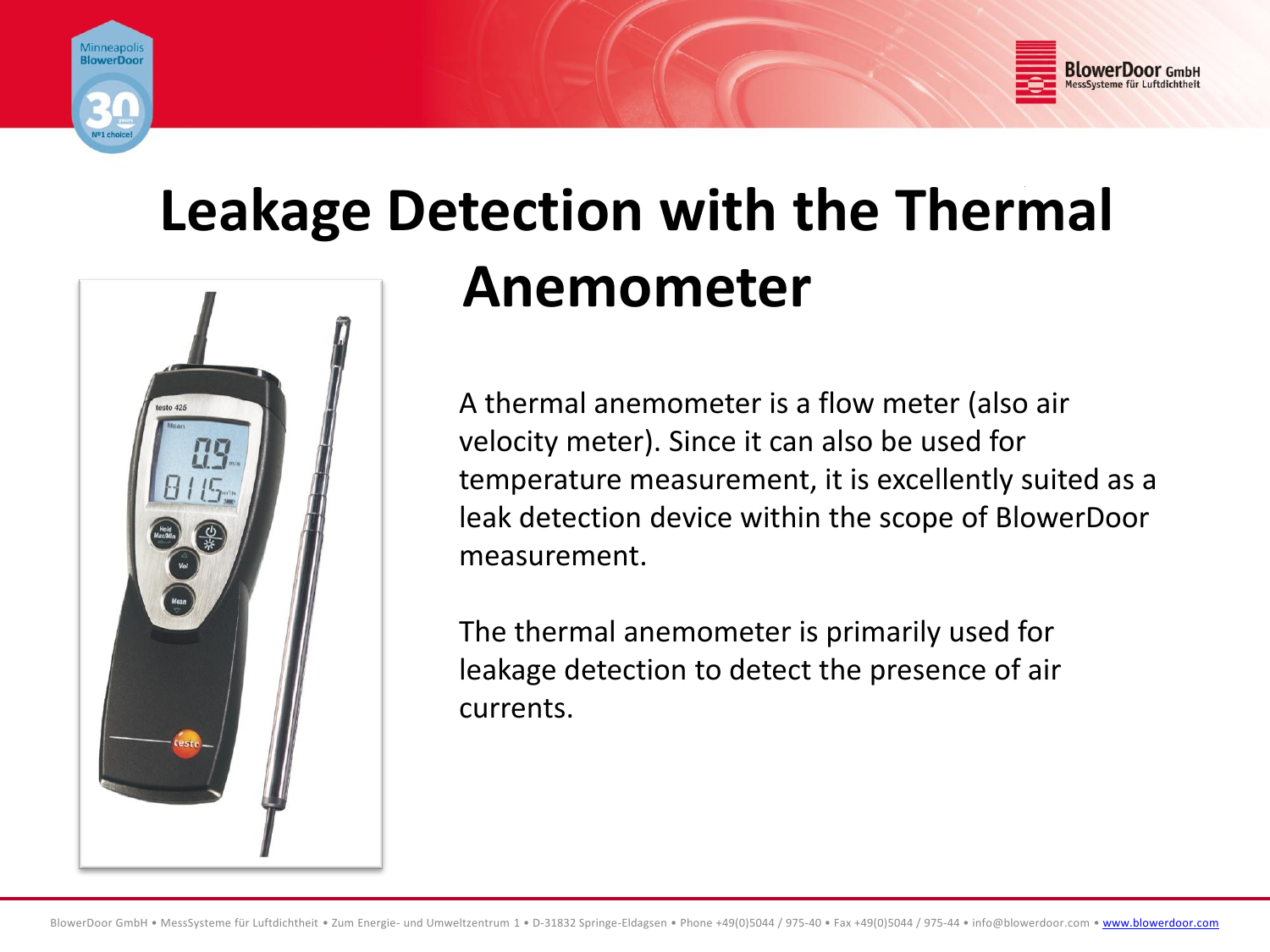# Leakage Detection with the Thermal Anemometer

A thermal anemometer is a flow meter (also air velocity meter). Since it can also be used for temperature measurement, it is excellently suited as a leak detection device within the scope of BlowerDoor measurement.

The thermal anemometer is primarily used for leakage detection to detect the presence of air currents.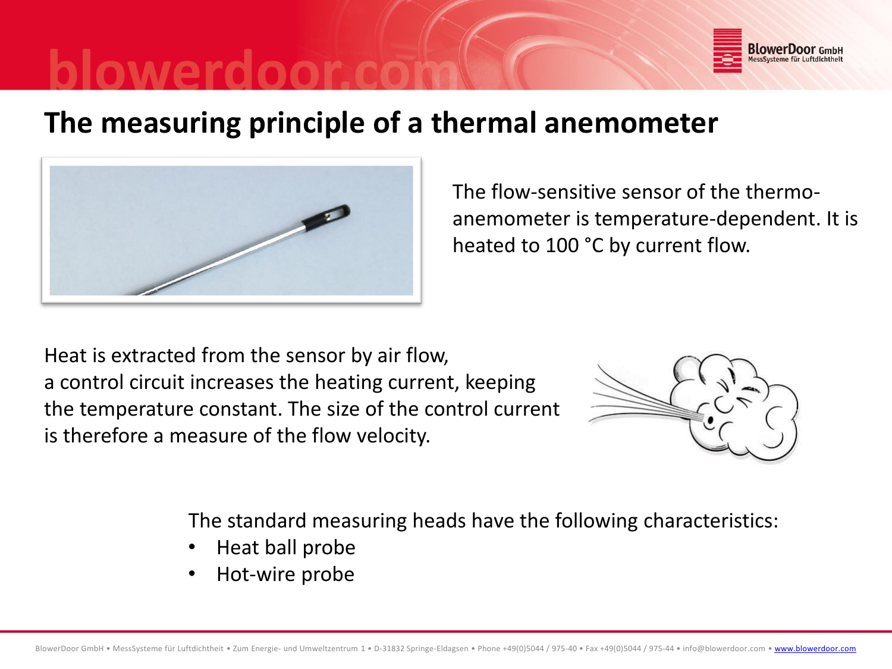# The measuring principle of a thermal anemometer

The flow-sensitive sensor of the thermo-anemometer is temperature-dependent. It is heated to 100 °C by current flow.

Heat is extracted from the sensor by air flow, a control circuit increases the heating current, keeping the temperature constant. The size of the control current is therefore a measure of the flow velocity.

The standard measuring heads have the following characteristics:

- Heat ball probe
- Hot-wire probe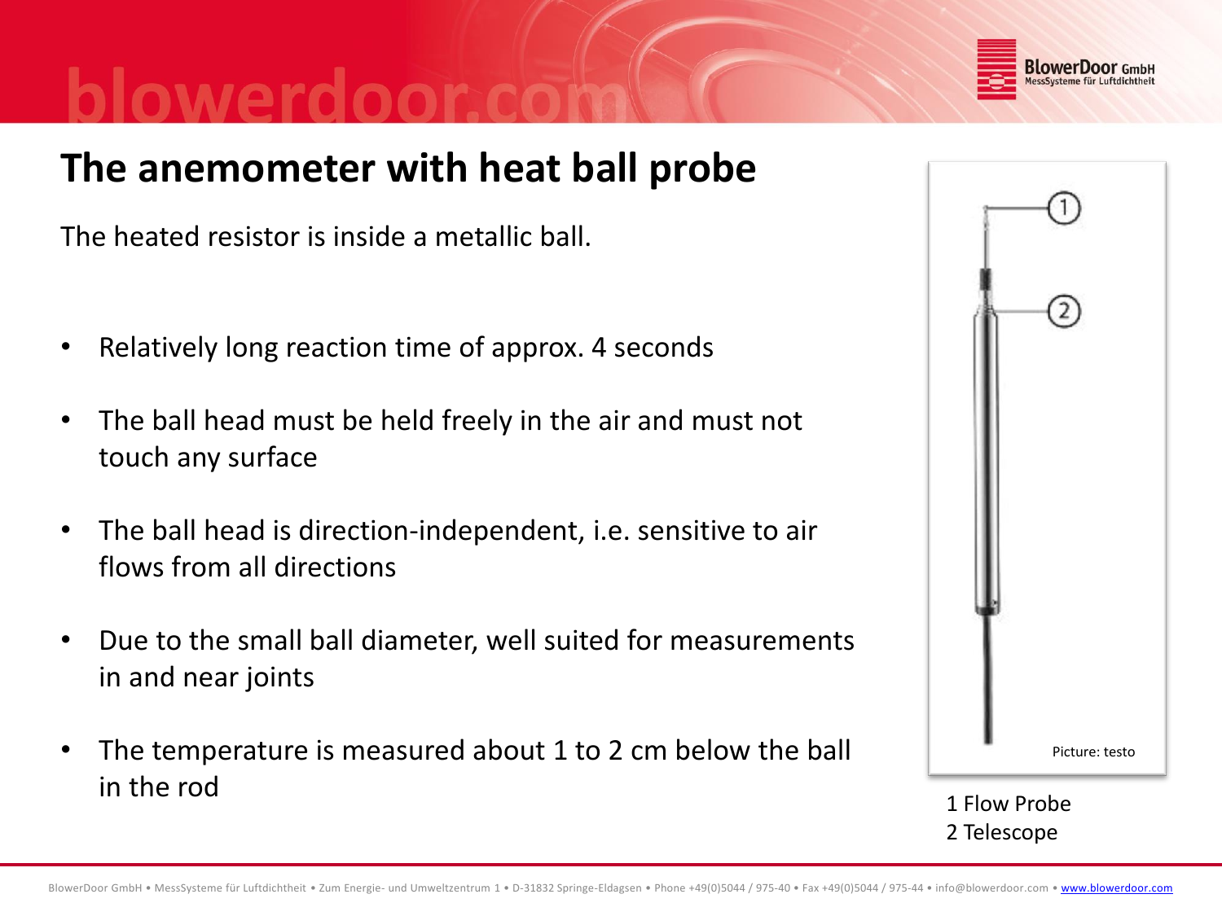# The anemometer with heat ball probe

The heated resistor is inside a metallic ball.

- Relatively long reaction time of approx. 4 seconds
- The ball head must be held freely in the air and must not touch any surface
- The ball head is direction-independent, i.e. sensitive to air flows from all directions
- Due to the small ball diameter, well suited for measurements in and near joints
- The temperature is measured about 1 to 2 cm below the ball in the rod

Picture: testo

1 Flow Probe
2 Telescope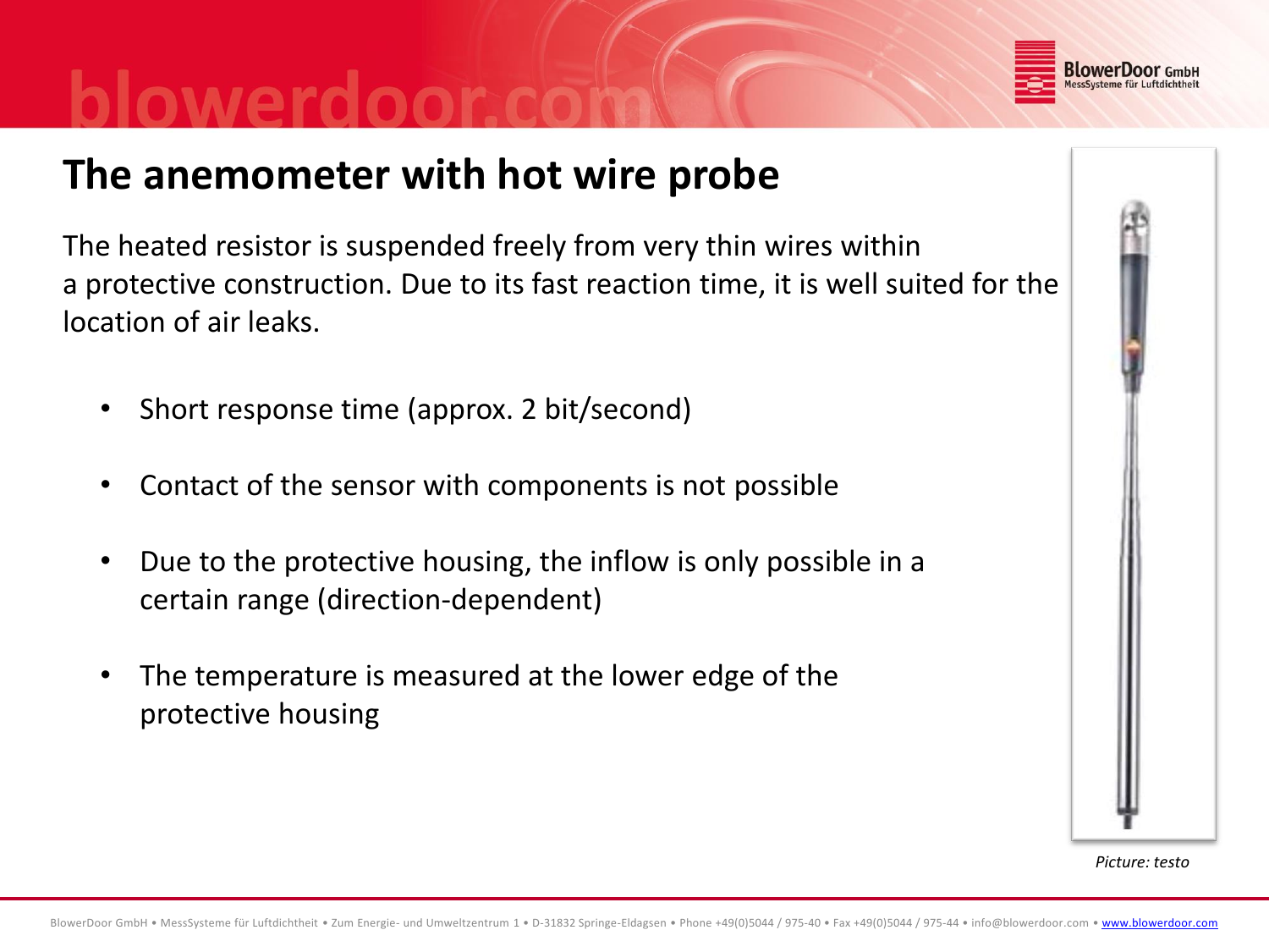## The anemometer with hot wire probe

The heated resistor is suspended freely from very thin wires within a protective construction. Due to its fast reaction time, it is well suited for the location of air leaks.

- Short response time (approx. 2 bit/second)
- Contact of the sensor with components is not possible
- Due to the protective housing, the inflow is only possible in a certain range (direction-dependent)
- The temperature is measured at the lower edge of the protective housing

*Picture: testo*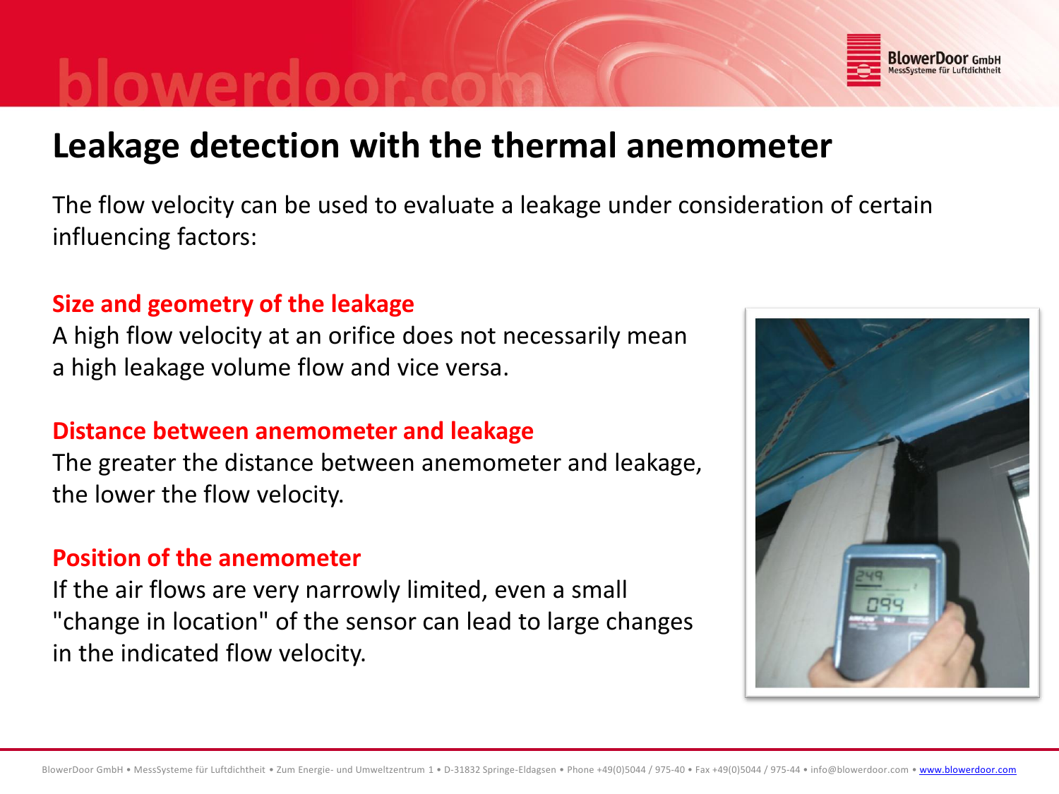# Leakage detection with the thermal anemometer

The flow velocity can be used to evaluate a leakage under consideration of certain influencing factors:

### Size and geometry of the leakage

A high flow velocity at an orifice does not necessarily mean a high leakage volume flow and vice versa.

### Distance between anemometer and leakage

The greater the distance between anemometer and leakage, the lower the flow velocity.

### Position of the anemometer

If the air flows are very narrowly limited, even a small "change in location" of the sensor can lead to large changes in the indicated flow velocity.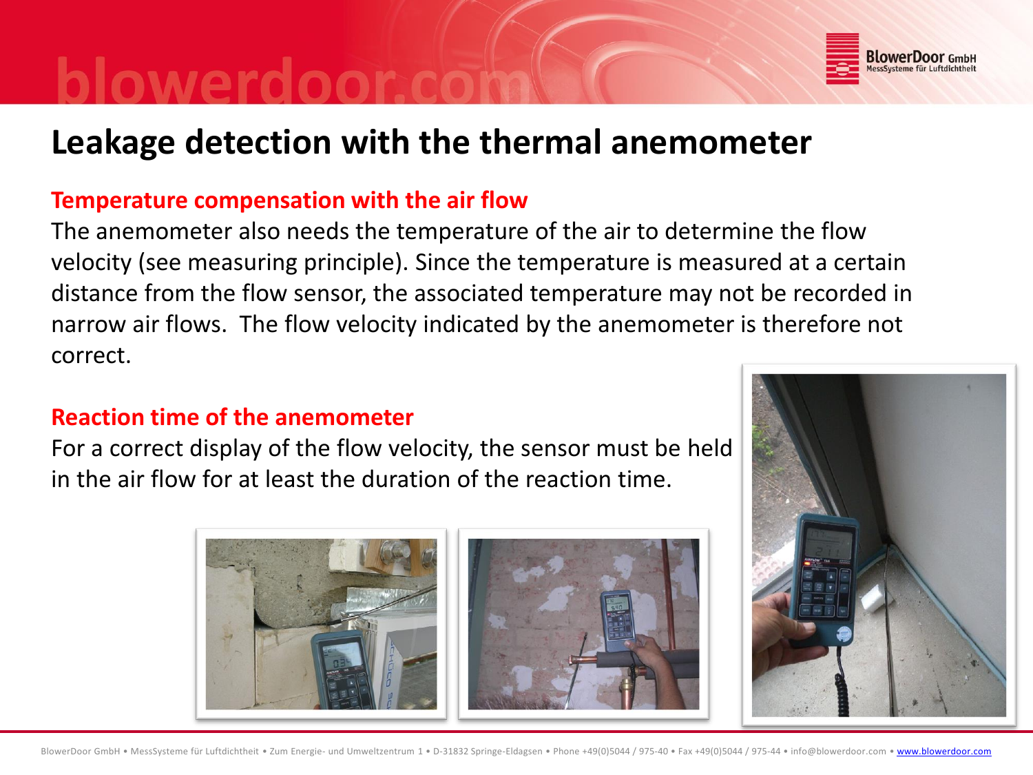# Leakage detection with the thermal anemometer

## Temperature compensation with the air flow

The anemometer also needs the temperature of the air to determine the flow velocity (see measuring principle). Since the temperature is measured at a certain distance from the flow sensor, the associated temperature may not be recorded in narrow air flows. The flow velocity indicated by the anemometer is therefore not correct.

## Reaction time of the anemometer

For a correct display of the flow velocity, the sensor must be held in the air flow for at least the duration of the reaction time.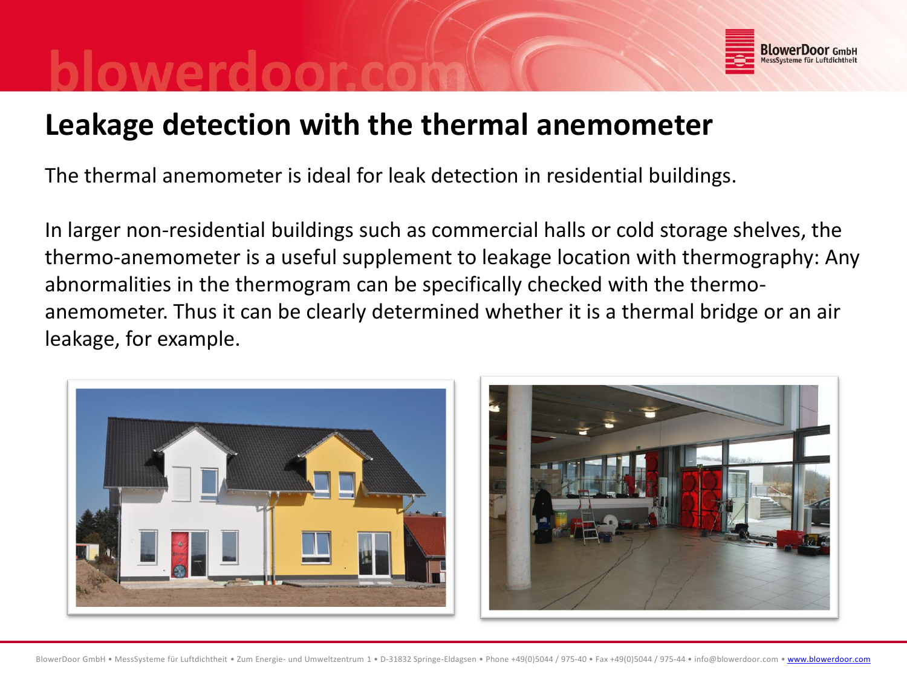# Leakage detection with the thermal anemometer

The thermal anemometer is ideal for leak detection in residential buildings.

In larger non-residential buildings such as commercial halls or cold storage shelves, the thermo-anemometer is a useful supplement to leakage location with thermography: Any abnormalities in the thermogram can be specifically checked with the thermo-anemometer. Thus it can be clearly determined whether it is a thermal bridge or an air leakage, for example.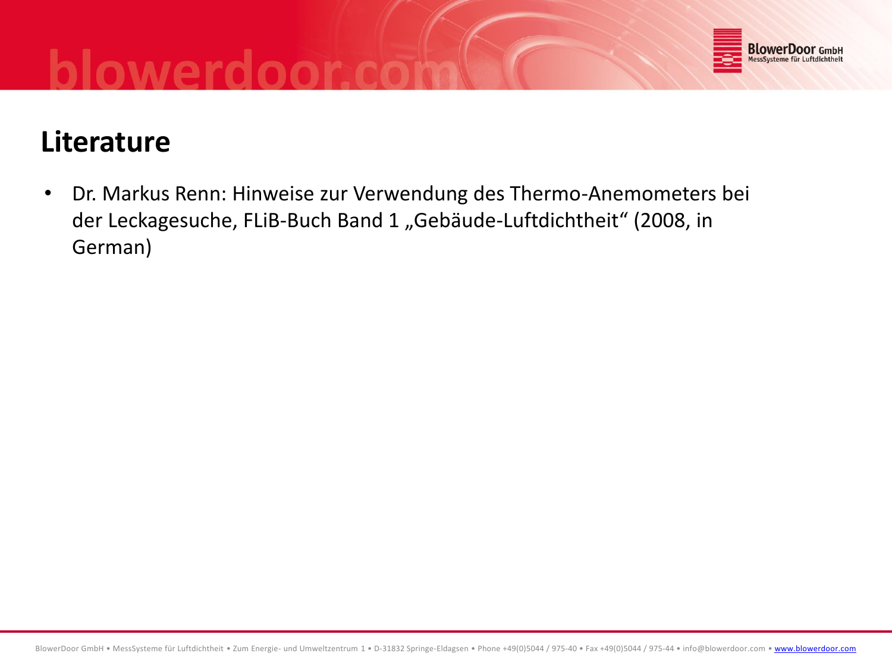# Literature

- Dr. Markus Renn: Hinweise zur Verwendung des Thermo-Anemometers bei der Leckagesuche, FLiB-Buch Band 1 „Gebäude-Luftdichtheit“ (2008, in German)